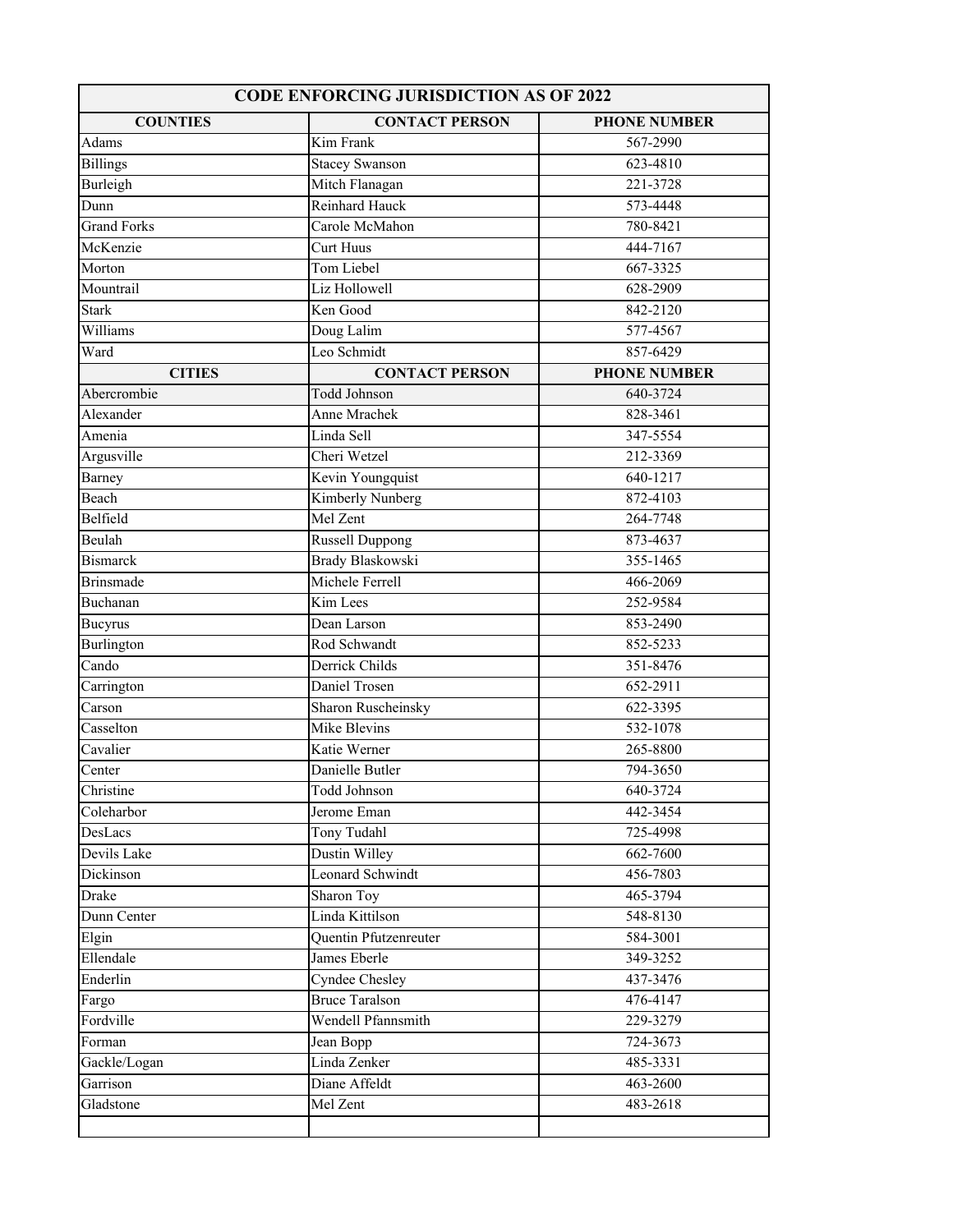| CODE ENFORCING JURISDICTION AS OF 2022 | | |
|---|---|---|
| **COUNTIES** | **CONTACT PERSON** | **PHONE NUMBER** |
| Adams | Kim Frank | 567-2990 |
| Billings | Stacey Swanson | 623-4810 |
| Burleigh | Mitch Flanagan | 221-3728 |
| Dunn | Reinhard Hauck | 573-4448 |
| Grand Forks | Carole McMahon | 780-8421 |
| McKenzie | Curt Huus | 444-7167 |
| Morton | Tom Liebel | 667-3325 |
| Mountrail | Liz Hollowell | 628-2909 |
| Stark | Ken Good | 842-2120 |
| Williams | Doug Lalim | 577-4567 |
| Ward | Leo Schmidt | 857-6429 |
| **CITIES** | **CONTACT PERSON** | **PHONE NUMBER** |
| Abercrombie | Todd Johnson | 640-3724 |
| Alexander | Anne Mrachek | 828-3461 |
| Amenia | Linda Sell | 347-5554 |
| Argusville | Cheri Wetzel | 212-3369 |
| Barney | Kevin Youngquist | 640-1217 |
| Beach | Kimberly Nunberg | 872-4103 |
| Belfield | Mel Zent | 264-7748 |
| Beulah | Russell Duppong | 873-4637 |
| Bismarck | Brady Blaskowski | 355-1465 |
| Brinsmade | Michele Ferrell | 466-2069 |
| Buchanan | Kim Lees | 252-9584 |
| Bucyrus | Dean Larson | 853-2490 |
| Burlington | Rod Schwandt | 852-5233 |
| Cando | Derrick Childs | 351-8476 |
| Carrington | Daniel Trosen | 652-2911 |
| Carson | Sharon Ruscheinsky | 622-3395 |
| Casselton | Mike Blevins | 532-1078 |
| Cavalier | Katie Werner | 265-8800 |
| Center | Danielle Butler | 794-3650 |
| Christine | Todd Johnson | 640-3724 |
| Coleharbor | Jerome Eman | 442-3454 |
| DesLacs | Tony Tudahl | 725-4998 |
| Devils Lake | Dustin Willey | 662-7600 |
| Dickinson | Leonard Schwindt | 456-7803 |
| Drake | Sharon Toy | 465-3794 |
| Dunn Center | Linda Kittilson | 548-8130 |
| Elgin | Quentin Pfutzenreuter | 584-3001 |
| Ellendale | James Eberle | 349-3252 |
| Enderlin | Cyndee Chesley | 437-3476 |
| Fargo | Bruce Taralson | 476-4147 |
| Fordville | Wendell Pfannsmith | 229-3279 |
| Forman | Jean Bopp | 724-3673 |
| Gackle/Logan | Linda Zenker | 485-3331 |
| Garrison | Diane Affeldt | 463-2600 |
| Gladstone | Mel Zent | 483-2618 |
| | | |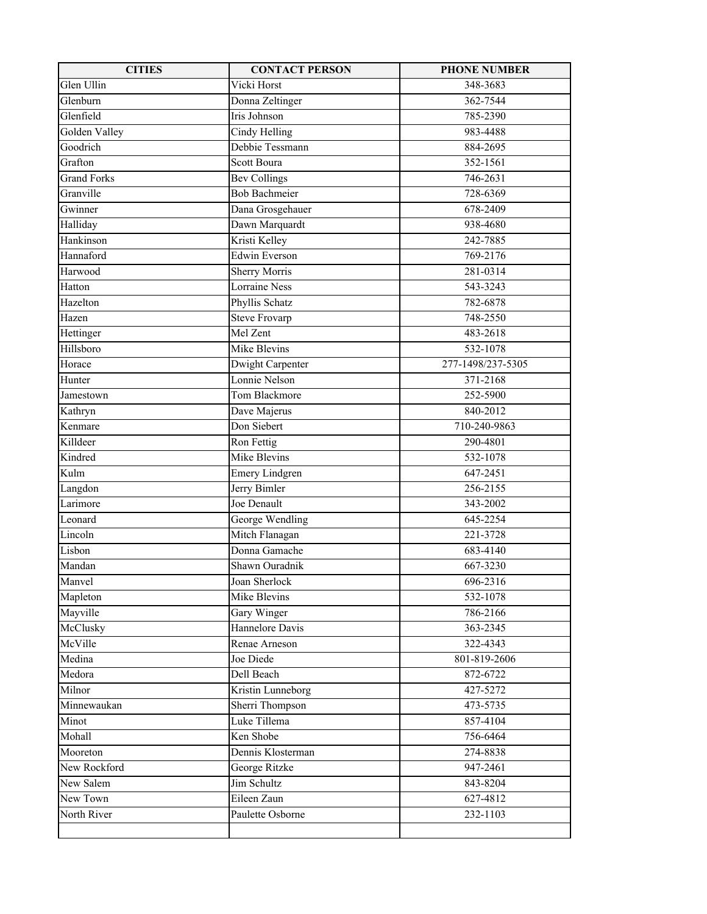| CITIES | CONTACT PERSON | PHONE NUMBER |
|---|---|---|
| Glen Ullin | Vicki Horst | 348-3683 |
| Glenburn | Donna Zeltinger | 362-7544 |
| Glenfield | Iris Johnson | 785-2390 |
| Golden Valley | Cindy Helling | 983-4488 |
| Goodrich | Debbie Tessmann | 884-2695 |
| Grafton | Scott Boura | 352-1561 |
| Grand Forks | Bev Collings | 746-2631 |
| Granville | Bob Bachmeier | 728-6369 |
| Gwinner | Dana Grosgehauer | 678-2409 |
| Halliday | Dawn Marquardt | 938-4680 |
| Hankinson | Kristi Kelley | 242-7885 |
| Hannaford | Edwin Everson | 769-2176 |
| Harwood | Sherry Morris | 281-0314 |
| Hatton | Lorraine Ness | 543-3243 |
| Hazelton | Phyllis Schatz | 782-6878 |
| Hazen | Steve Frovarp | 748-2550 |
| Hettinger | Mel Zent | 483-2618 |
| Hillsboro | Mike Blevins | 532-1078 |
| Horace | Dwight Carpenter | 277-1498/237-5305 |
| Hunter | Lonnie Nelson | 371-2168 |
| Jamestown | Tom Blackmore | 252-5900 |
| Kathryn | Dave Majerus | 840-2012 |
| Kenmare | Don Siebert | 710-240-9863 |
| Killdeer | Ron Fettig | 290-4801 |
| Kindred | Mike Blevins | 532-1078 |
| Kulm | Emery Lindgren | 647-2451 |
| Langdon | Jerry Bimler | 256-2155 |
| Larimore | Joe Denault | 343-2002 |
| Leonard | George Wendling | 645-2254 |
| Lincoln | Mitch Flanagan | 221-3728 |
| Lisbon | Donna Gamache | 683-4140 |
| Mandan | Shawn Ouradnik | 667-3230 |
| Manvel | Joan Sherlock | 696-2316 |
| Mapleton | Mike Blevins | 532-1078 |
| Mayville | Gary Winger | 786-2166 |
| McClusky | Hannelore Davis | 363-2345 |
| McVille | Renae Arneson | 322-4343 |
| Medina | Joe Diede | 801-819-2606 |
| Medora | Dell Beach | 872-6722 |
| Milnor | Kristin Lunneborg | 427-5272 |
| Minnewaukan | Sherri Thompson | 473-5735 |
| Minot | Luke Tillema | 857-4104 |
| Mohall | Ken Shobe | 756-6464 |
| Mooreton | Dennis Klosterman | 274-8838 |
| New Rockford | George Ritzke | 947-2461 |
| New Salem | Jim Schultz | 843-8204 |
| New Town | Eileen Zaun | 627-4812 |
| North River | Paulette Osborne | 232-1103 |
| | | |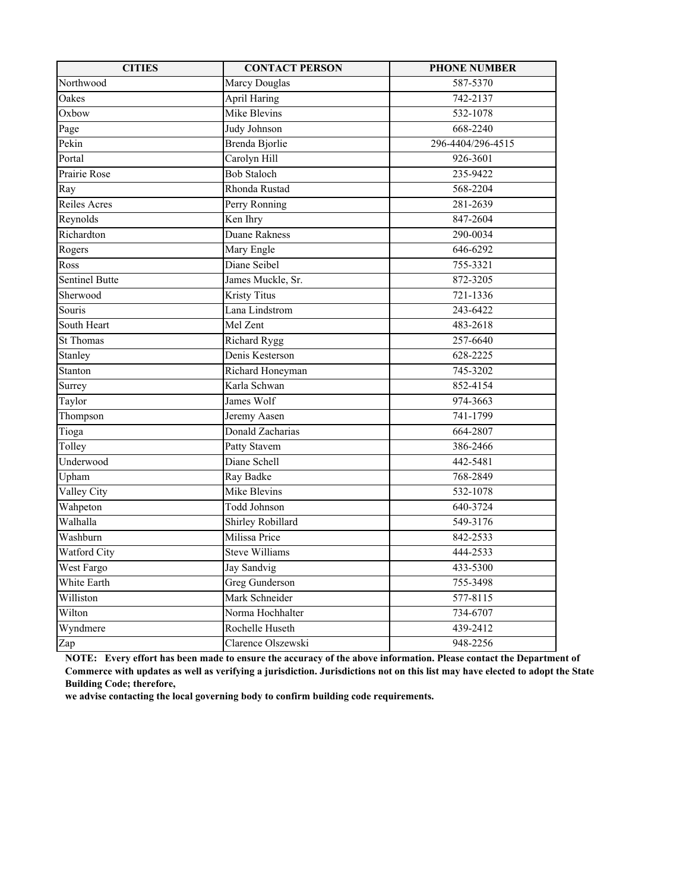| CITIES | CONTACT PERSON | PHONE NUMBER |
|---|---|---|
| Northwood | Marcy Douglas | 587-5370 |
| Oakes | April Haring | 742-2137 |
| Oxbow | Mike Blevins | 532-1078 |
| Page | Judy Johnson | 668-2240 |
| Pekin | Brenda Bjorlie | 296-4404/296-4515 |
| Portal | Carolyn Hill | 926-3601 |
| Prairie Rose | Bob Staloch | 235-9422 |
| Ray | Rhonda Rustad | 568-2204 |
| Reiles Acres | Perry Ronning | 281-2639 |
| Reynolds | Ken Ihry | 847-2604 |
| Richardton | Duane Rakness | 290-0034 |
| Rogers | Mary Engle | 646-6292 |
| Ross | Diane Seibel | 755-3321 |
| Sentinel Butte | James Muckle, Sr. | 872-3205 |
| Sherwood | Kristy Titus | 721-1336 |
| Souris | Lana Lindstrom | 243-6422 |
| South Heart | Mel Zent | 483-2618 |
| St Thomas | Richard Rygg | 257-6640 |
| Stanley | Denis Kesterson | 628-2225 |
| Stanton | Richard Honeyman | 745-3202 |
| Surrey | Karla Schwan | 852-4154 |
| Taylor | James Wolf | 974-3663 |
| Thompson | Jeremy Aasen | 741-1799 |
| Tioga | Donald Zacharias | 664-2807 |
| Tolley | Patty Stavem | 386-2466 |
| Underwood | Diane Schell | 442-5481 |
| Upham | Ray Badke | 768-2849 |
| Valley City | Mike Blevins | 532-1078 |
| Wahpeton | Todd Johnson | 640-3724 |
| Walhalla | Shirley Robillard | 549-3176 |
| Washburn | Milissa Price | 842-2533 |
| Watford City | Steve Williams | 444-2533 |
| West Fargo | Jay Sandvig | 433-5300 |
| White Earth | Greg Gunderson | 755-3498 |
| Williston | Mark Schneider | 577-8115 |
| Wilton | Norma Hochhalter | 734-6707 |
| Wyndmere | Rochelle Huseth | 439-2412 |
| Zap | Clarence Olszewski | 948-2256 |

**NOTE: Every effort has been made to ensure the accuracy of the above information. Please contact the Department of Commerce with updates as well as verifying a jurisdiction. Jurisdictions not on this list may have elected to adopt the State Building Code; therefore,**
**we advise contacting the local governing body to confirm building code requirements.**